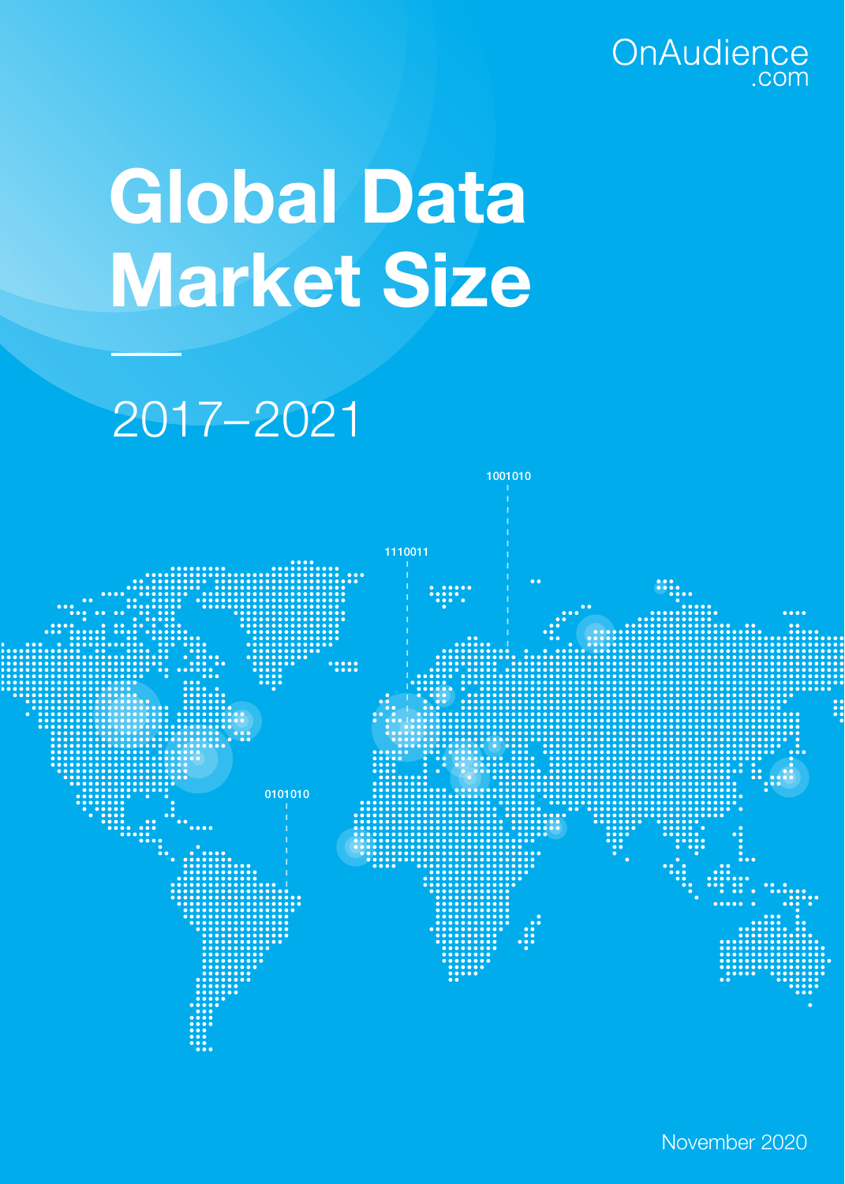OnAudience.com

# Global Data Market Size

2017–2021

November 2020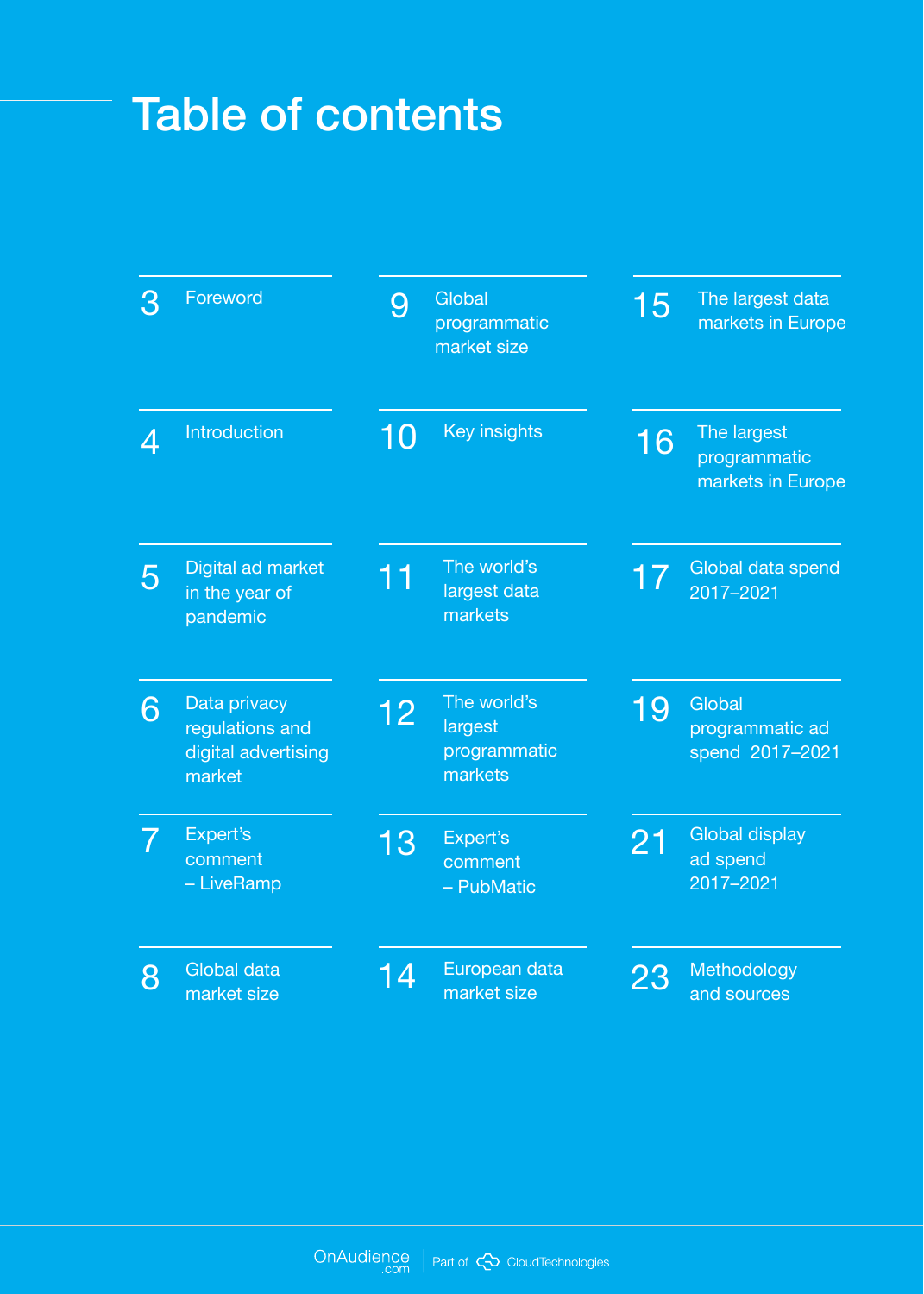# Table of contents

- 3 Foreword
- 4 Introduction
- 5 Digital ad market in the year of pandemic
- 6 Data privacy regulations and digital advertising market
- 7 Expert's comment – LiveRamp
- 8 Global data market size
- 9 Global programmatic market size
- 10 Key insights
- 11 The world's largest data markets
- 12 The world's largest programmatic markets
- 13 Expert's comment – PubMatic
- 14 European data market size
- 15 The largest data markets in Europe
- 16 The largest programmatic markets in Europe
- 17 Global data spend 2017–2021
- 19 Global programmatic ad spend 2017–2021
- 21 Global display ad spend 2017–2021
- 23 Methodology and sources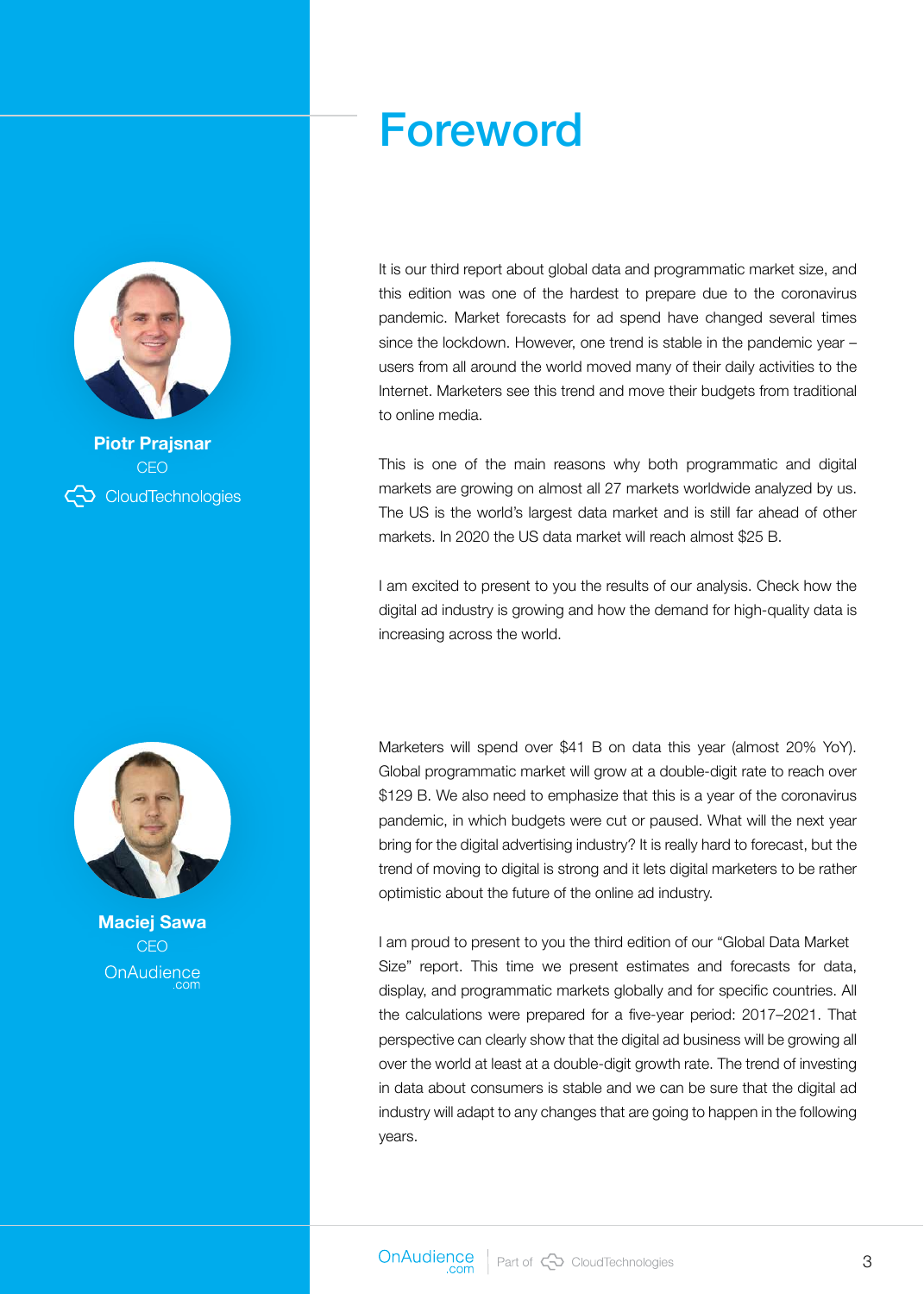# Foreword

**Piotr Prajsnar**
CEO
CloudTechnologies

It is our third report about global data and programmatic market size, and this edition was one of the hardest to prepare due to the coronavirus pandemic. Market forecasts for ad spend have changed several times since the lockdown. However, one trend is stable in the pandemic year – users from all around the world moved many of their daily activities to the Internet. Marketers see this trend and move their budgets from traditional to online media.

This is one of the main reasons why both programmatic and digital markets are growing on almost all 27 markets worldwide analyzed by us. The US is the world's largest data market and is still far ahead of other markets. In 2020 the US data market will reach almost $25 B.

I am excited to present to you the results of our analysis. Check how the digital ad industry is growing and how the demand for high-quality data is increasing across the world.

**Maciej Sawa**
CEO
OnAudience.com

Marketers will spend over $41 B on data this year (almost 20% YoY). Global programmatic market will grow at a double-digit rate to reach over $129 B. We also need to emphasize that this is a year of the coronavirus pandemic, in which budgets were cut or paused. What will the next year bring for the digital advertising industry? It is really hard to forecast, but the trend of moving to digital is strong and it lets digital marketers to be rather optimistic about the future of the online ad industry.

I am proud to present to you the third edition of our "Global Data Market Size" report. This time we present estimates and forecasts for data, display, and programmatic markets globally and for specific countries. All the calculations were prepared for a five-year period: 2017–2021. That perspective can clearly show that the digital ad business will be growing all over the world at least at a double-digit growth rate. The trend of investing in data about consumers is stable and we can be sure that the digital ad industry will adapt to any changes that are going to happen in the following years.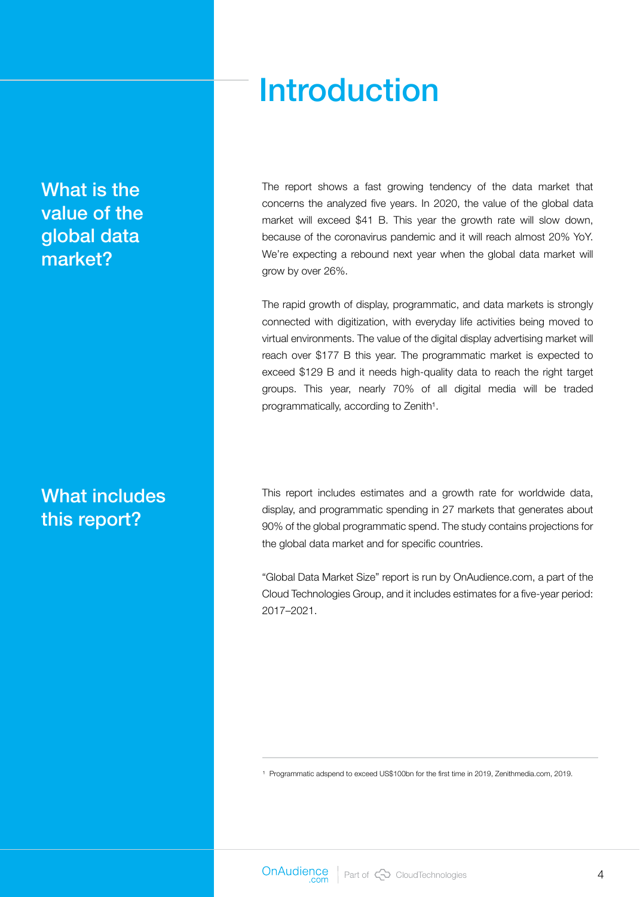# Introduction

## What is the value of the global data market?

The report shows a fast growing tendency of the data market that concerns the analyzed five years. In 2020, the value of the global data market will exceed $41 B. This year the growth rate will slow down, because of the coronavirus pandemic and it will reach almost 20% YoY. We're expecting a rebound next year when the global data market will grow by over 26%.

The rapid growth of display, programmatic, and data markets is strongly connected with digitization, with everyday life activities being moved to virtual environments. The value of the digital display advertising market will reach over $177 B this year. The programmatic market is expected to exceed $129 B and it needs high-quality data to reach the right target groups. This year, nearly 70% of all digital media will be traded programmatically, according to Zenith[1].

## What includes this report?

This report includes estimates and a growth rate for worldwide data, display, and programmatic spending in 27 markets that generates about 90% of the global programmatic spend. The study contains projections for the global data market and for specific countries.

"Global Data Market Size" report is run by OnAudience.com, a part of the Cloud Technologies Group, and it includes estimates for a five-year period: 2017–2021.

---

[1] Programmatic adspend to exceed US$100bn for the first time in 2019, Zenithmedia.com, 2019.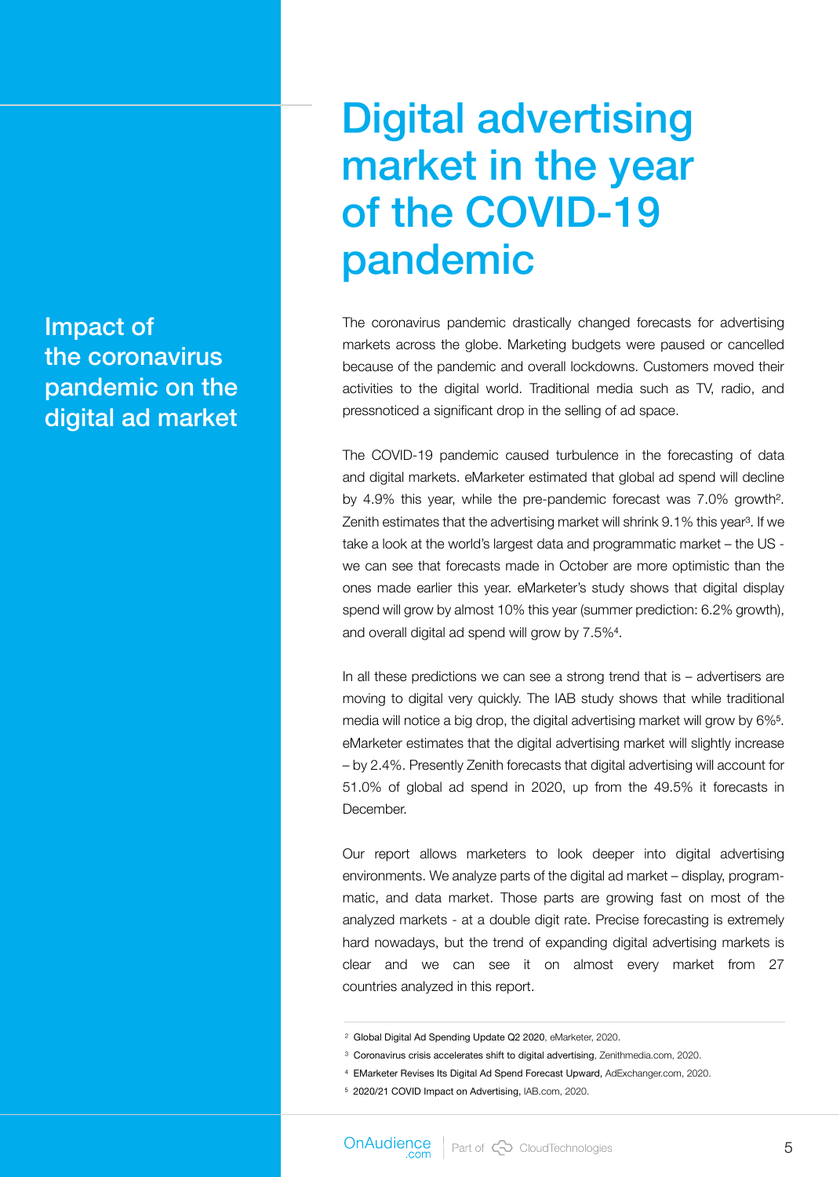# Digital advertising market in the year of the COVID-19 pandemic

## Impact of the coronavirus pandemic on the digital ad market

The coronavirus pandemic drastically changed forecasts for advertising markets across the globe. Marketing budgets were paused or cancelled because of the pandemic and overall lockdowns. Customers moved their activities to the digital world. Traditional media such as TV, radio, and pressnoticed a significant drop in the selling of ad space.

The COVID-19 pandemic caused turbulence in the forecasting of data and digital markets. eMarketer estimated that global ad spend will decline by 4.9% this year, while the pre-pandemic forecast was 7.0% growth[2]. Zenith estimates that the advertising market will shrink 9.1% this year[3]. If we take a look at the world's largest data and programmatic market – the US - we can see that forecasts made in October are more optimistic than the ones made earlier this year. eMarketer's study shows that digital display spend will grow by almost 10% this year (summer prediction: 6.2% growth), and overall digital ad spend will grow by 7.5%[4].

In all these predictions we can see a strong trend that is – advertisers are moving to digital very quickly. The IAB study shows that while traditional media will notice a big drop, the digital advertising market will grow by 6%[5]. eMarketer estimates that the digital advertising market will slightly increase – by 2.4%. Presently Zenith forecasts that digital advertising will account for 51.0% of global ad spend in 2020, up from the 49.5% it forecasts in December.

Our report allows marketers to look deeper into digital advertising environments. We analyze parts of the digital ad market – display, programmatic, and data market. Those parts are growing fast on most of the analyzed markets - at a double digit rate. Precise forecasting is extremely hard nowadays, but the trend of expanding digital advertising markets is clear and we can see it on almost every market from 27 countries analyzed in this report.

---

[2] Global Digital Ad Spending Update Q2 2020, eMarketer, 2020.

[3] Coronavirus crisis accelerates shift to digital advertising, Zenithmedia.com, 2020.

[4] EMarketer Revises Its Digital Ad Spend Forecast Upward, AdExchanger.com, 2020.

[5] 2020/21 COVID Impact on Advertising, IAB.com, 2020.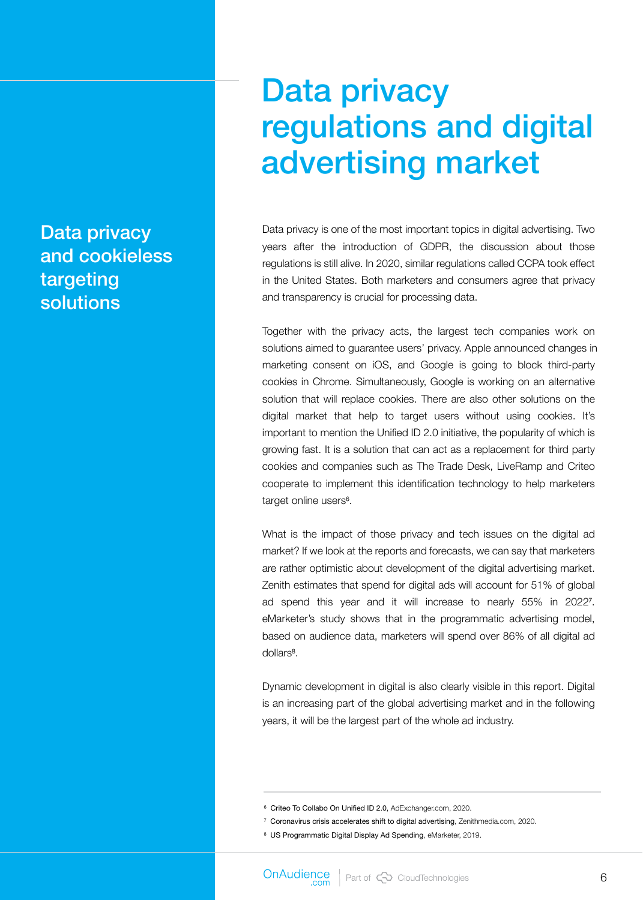Data privacy and cookieless targeting solutions

# Data privacy regulations and digital advertising market

Data privacy is one of the most important topics in digital advertising. Two years after the introduction of GDPR, the discussion about those regulations is still alive. In 2020, similar regulations called CCPA took effect in the United States. Both marketers and consumers agree that privacy and transparency is crucial for processing data.

Together with the privacy acts, the largest tech companies work on solutions aimed to guarantee users' privacy. Apple announced changes in marketing consent on iOS, and Google is going to block third-party cookies in Chrome. Simultaneously, Google is working on an alternative solution that will replace cookies. There are also other solutions on the digital market that help to target users without using cookies. It's important to mention the Unified ID 2.0 initiative, the popularity of which is growing fast. It is a solution that can act as a replacement for third party cookies and companies such as The Trade Desk, LiveRamp and Criteo cooperate to implement this identification technology to help marketers target online users[6].

What is the impact of those privacy and tech issues on the digital ad market? If we look at the reports and forecasts, we can say that marketers are rather optimistic about development of the digital advertising market. Zenith estimates that spend for digital ads will account for 51% of global ad spend this year and it will increase to nearly 55% in 2022[7]. eMarketer's study shows that in the programmatic advertising model, based on audience data, marketers will spend over 86% of all digital ad dollars[8].

Dynamic development in digital is also clearly visible in this report. Digital is an increasing part of the global advertising market and in the following years, it will be the largest part of the whole ad industry.

---

[6] Criteo To Collabo On Unified ID 2.0, AdExchanger.com, 2020.

[7] Coronavirus crisis accelerates shift to digital advertising, Zenithmedia.com, 2020.

[8] US Programmatic Digital Display Ad Spending, eMarketer, 2019.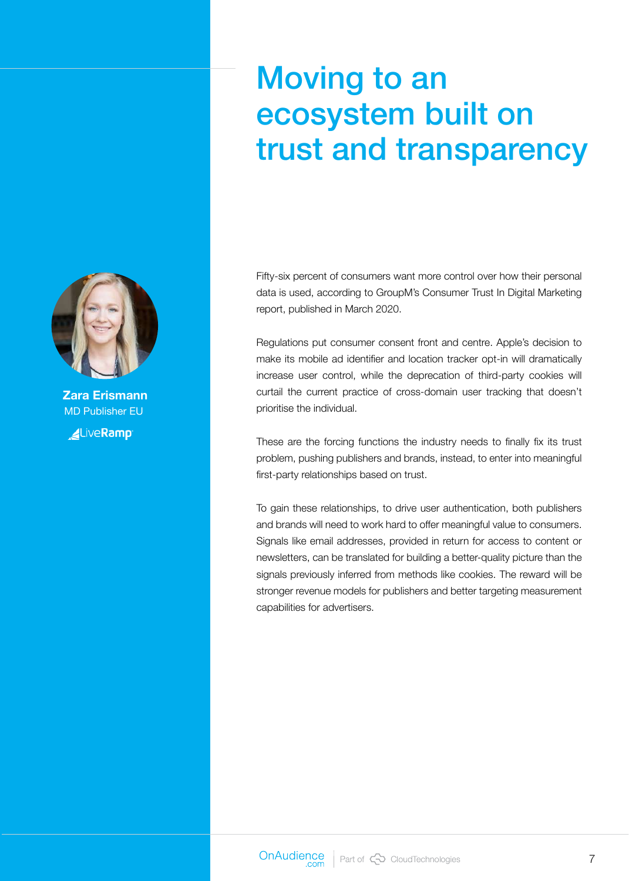# Moving to an ecosystem built on trust and transparency

**Zara Erismann**
MD Publisher EU
LiveRamp

Fifty-six percent of consumers want more control over how their personal data is used, according to GroupM's Consumer Trust In Digital Marketing report, published in March 2020.

Regulations put consumer consent front and centre. Apple's decision to make its mobile ad identifier and location tracker opt-in will dramatically increase user control, while the deprecation of third-party cookies will curtail the current practice of cross-domain user tracking that doesn't prioritise the individual.

These are the forcing functions the industry needs to finally fix its trust problem, pushing publishers and brands, instead, to enter into meaningful first-party relationships based on trust.

To gain these relationships, to drive user authentication, both publishers and brands will need to work hard to offer meaningful value to consumers. Signals like email addresses, provided in return for access to content or newsletters, can be translated for building a better-quality picture than the signals previously inferred from methods like cookies. The reward will be stronger revenue models for publishers and better targeting measurement capabilities for advertisers.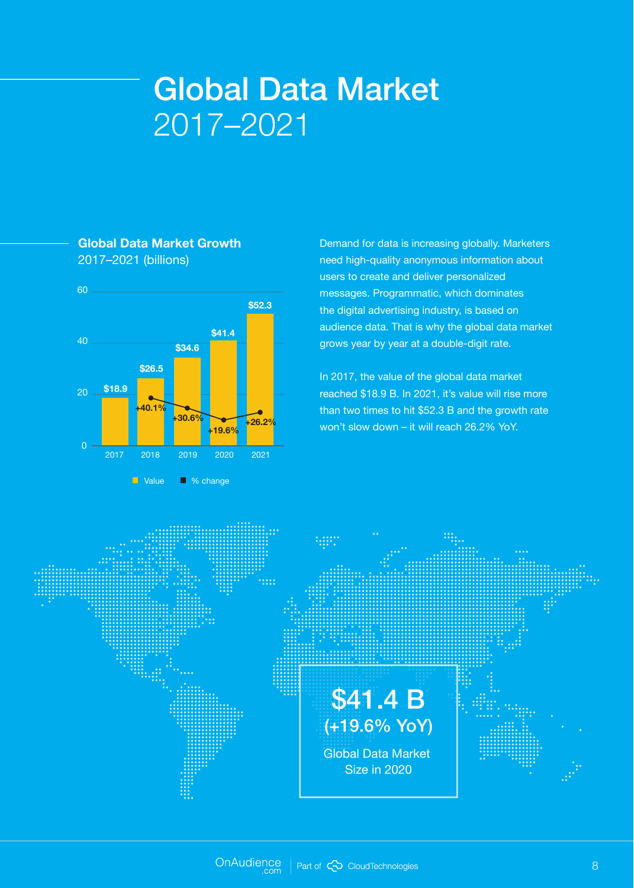# Global Data Market 2017–2021

## Global Data Market Growth

2017–2021 (billions)

| Year | Value | % change |
|---|---|---|
| 2017 | $18.9 | |
| 2018 | $26.5 | +40.1% |
| 2019 | $34.6 | +30.6% |
| 2020 | $41.4 | +19.6% |
| 2021 | $52.3 | +26.2% |

Demand for data is increasing globally. Marketers need high-quality anonymous information about users to create and deliver personalized messages. Programmatic, which dominates the digital advertising industry, is based on audience data. That is why the global data market grows year by year at a double-digit rate.

In 2017, the value of the global data market reached $18.9 B. In 2021, it's value will rise more than two times to hit $52.3 B and the growth rate won't slow down – it will reach 26.2% YoY.

**$41.4 B**
**(+19.6% YoY)**
Global Data Market Size in 2020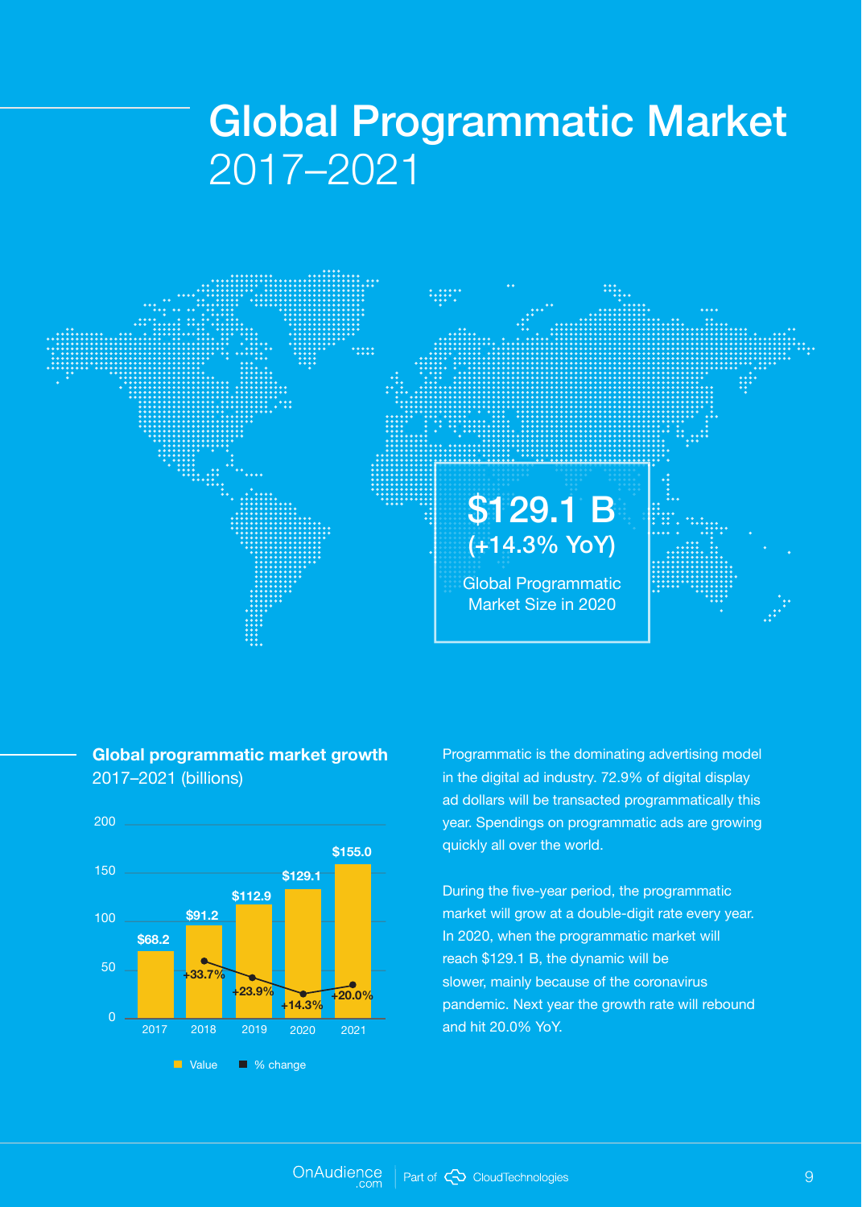# Global Programmatic Market 2017–2021

**$129.1 B**
**(+14.3% YoY)**
Global Programmatic Market Size in 2020

**Global programmatic market growth**
2017–2021 (billions)

| Year | Value | % change |
|---|---|---|
| 2017 | $68.2 | |
| 2018 | $91.2 | +33.7% |
| 2019 | $112.9 | +23.9% |
| 2020 | $129.1 | +14.3% |
| 2021 | $155.0 | +20.0% |

Programmatic is the dominating advertising model in the digital ad industry. 72.9% of digital display ad dollars will be transacted programmatically this year. Spendings on programmatic ads are growing quickly all over the world.

During the five-year period, the programmatic market will grow at a double-digit rate every year. In 2020, when the programmatic market will reach $129.1 B, the dynamic will be slower, mainly because of the coronavirus pandemic. Next year the growth rate will rebound and hit 20.0% YoY.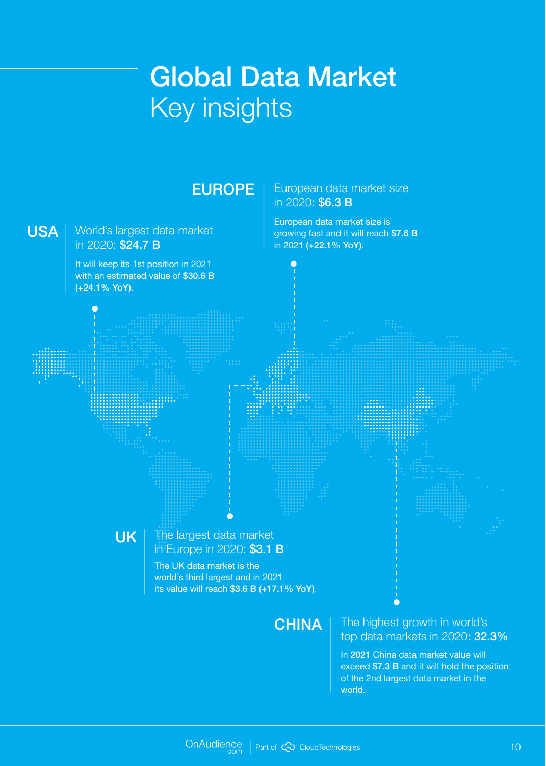# Global Data Market

## Key insights

### EUROPE

European data market size in 2020: **$6.3 B**

European data market size is growing fast and it will reach **$7.6 B** in 2021 **(+22.1% YoY)**.

### USA

World's largest data market in 2020: **$24.7 B**

It will keep its 1st position in 2021 with an estimated value of **$30.6 B (+24.1% YoY)**.

### UK

The largest data market in Europe in 2020: **$3.1 B**

The UK data market is the world's third largest and in 2021 its value will reach **$3.6 B (+17.1% YoY)**.

### CHINA

The highest growth in world's top data markets in 2020: **32.3%**

In **2021** China data market value will exceed **$7.3 B** and it will hold the position of the 2nd largest data market in the world.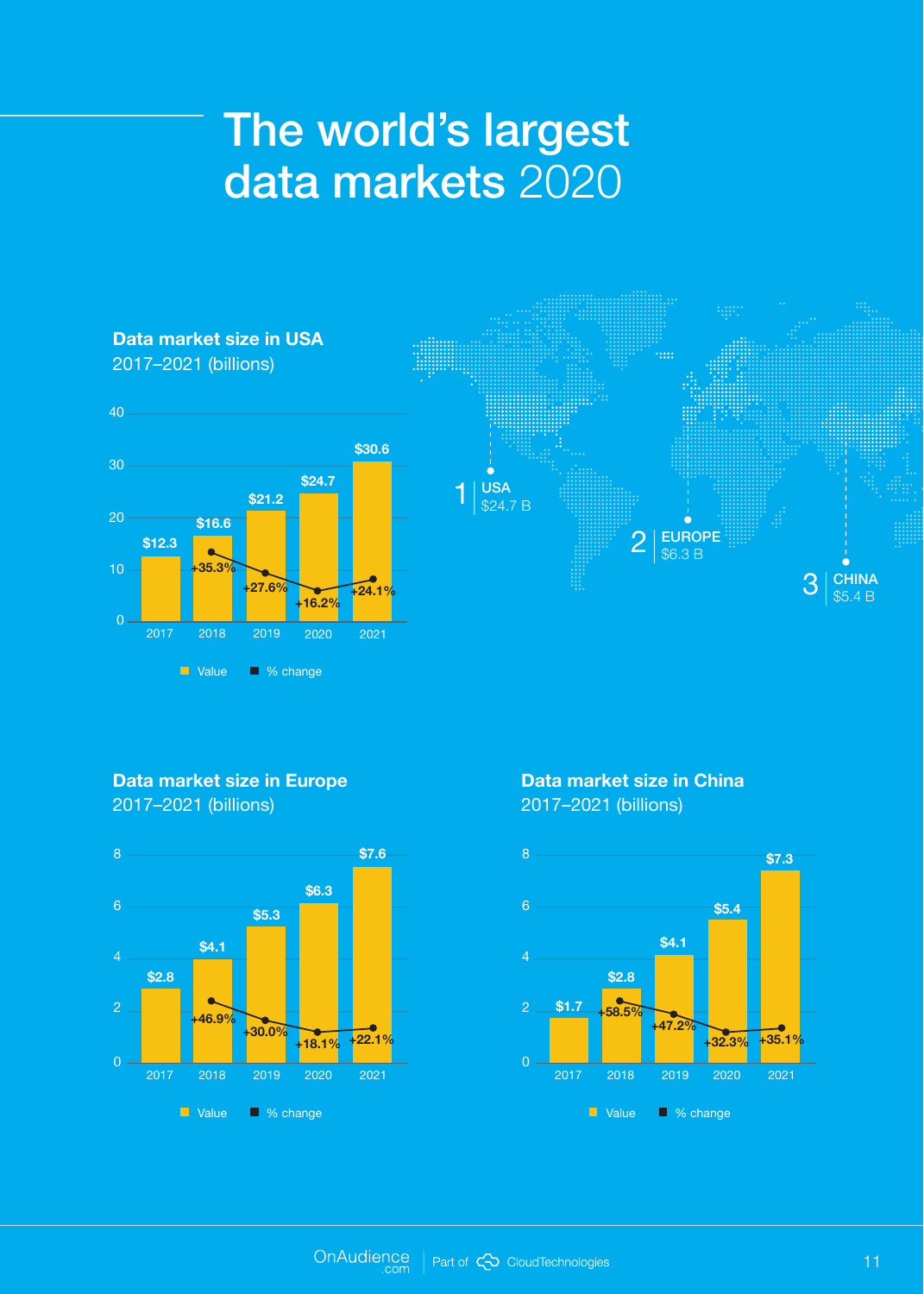# The world's largest data markets 2020

### Data market size in USA
2017–2021 (billions)

| Year | Value | % change |
|---|---|---|
| 2017 | $12.3 | |
| 2018 | $16.6 | +35.3% |
| 2019 | $21.2 | +27.6% |
| 2020 | $24.7 | +16.2% |
| 2021 | $30.6 | +24.1% |

1 USA $24.7 B

2 EUROPE $6.3 B

3 CHINA $5.4 B

### Data market size in Europe
2017–2021 (billions)

| Year | Value | % change |
|---|---|---|
| 2017 | $2.8 | |
| 2018 | $4.1 | +46.9% |
| 2019 | $5.3 | +30.0% |
| 2020 | $6.3 | +18.1% |
| 2021 | $7.6 | +22.1% |

### Data market size in China
2017–2021 (billions)

| Year | Value | % change |
|---|---|---|
| 2017 | $1.7 | |
| 2018 | $2.8 | +58.5% |
| 2019 | $4.1 | +47.2% |
| 2020 | $5.4 | +32.3% |
| 2021 | $7.3 | +35.1% |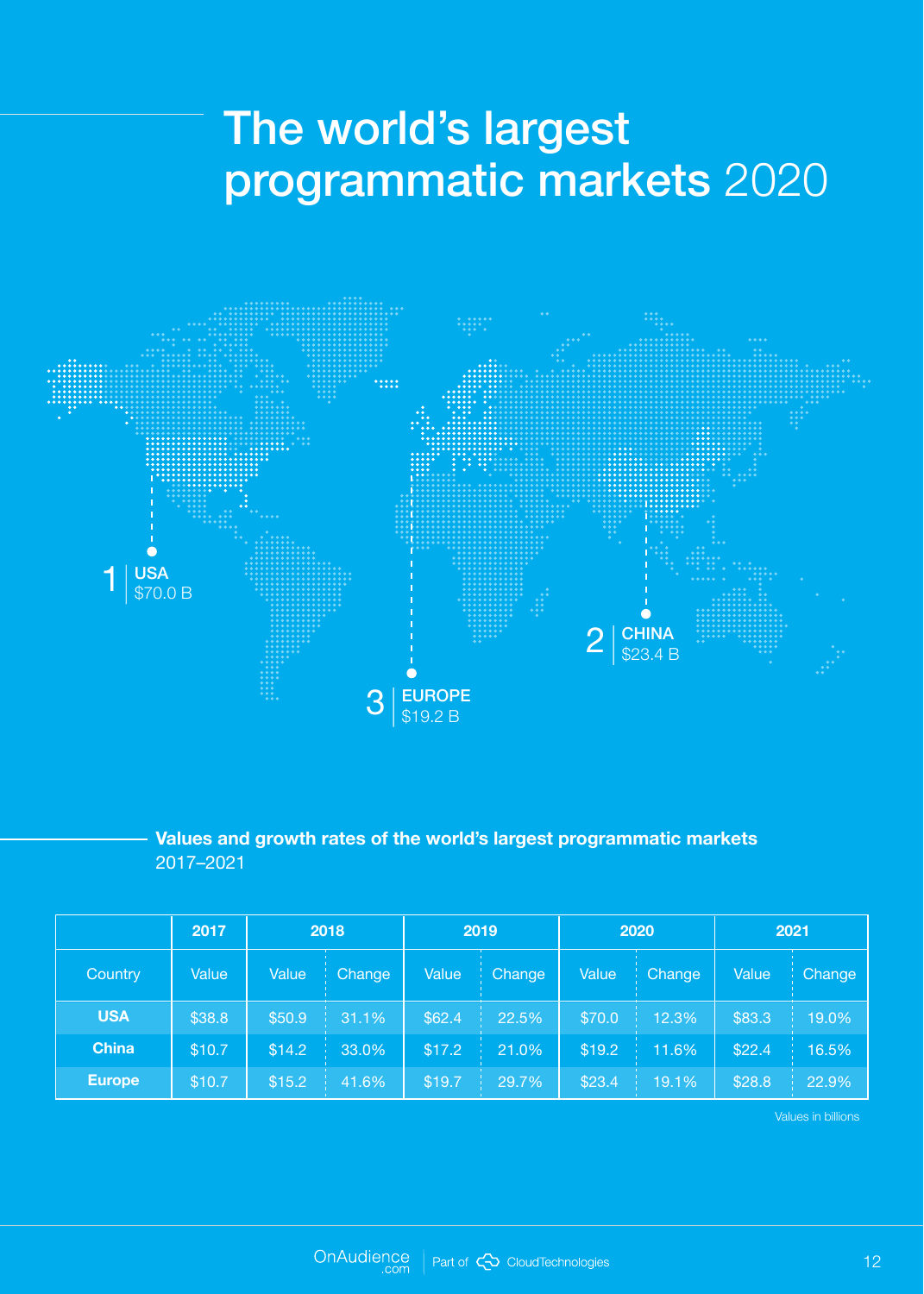# The world's largest programmatic markets 2020

1 USA $70.0 B

2 CHINA $23.4 B

3 EUROPE $19.2 B

**Values and growth rates of the world's largest programmatic markets** 2017–2021

| | 2017 | 2018 | | 2019 | | 2020 | | 2021 | |
|---|---|---|---|---|---|---|---|---|---|
| Country | Value | Value | Change | Value | Change | Value | Change | Value | Change |
| **USA** | $38.8 | $50.9 | 31.1% | $62.4 | 22.5% | $70.0 | 12.3% | $83.3 | 19.0% |
| **China** | $10.7 | $14.2 | 33.0% | $17.2 | 21.0% | $19.2 | 11.6% | $22.4 | 16.5% |
| **Europe** | $10.7 | $15.2 | 41.6% | $19.7 | 29.7% | $23.4 | 19.1% | $28.8 | 22.9% |

Values in billions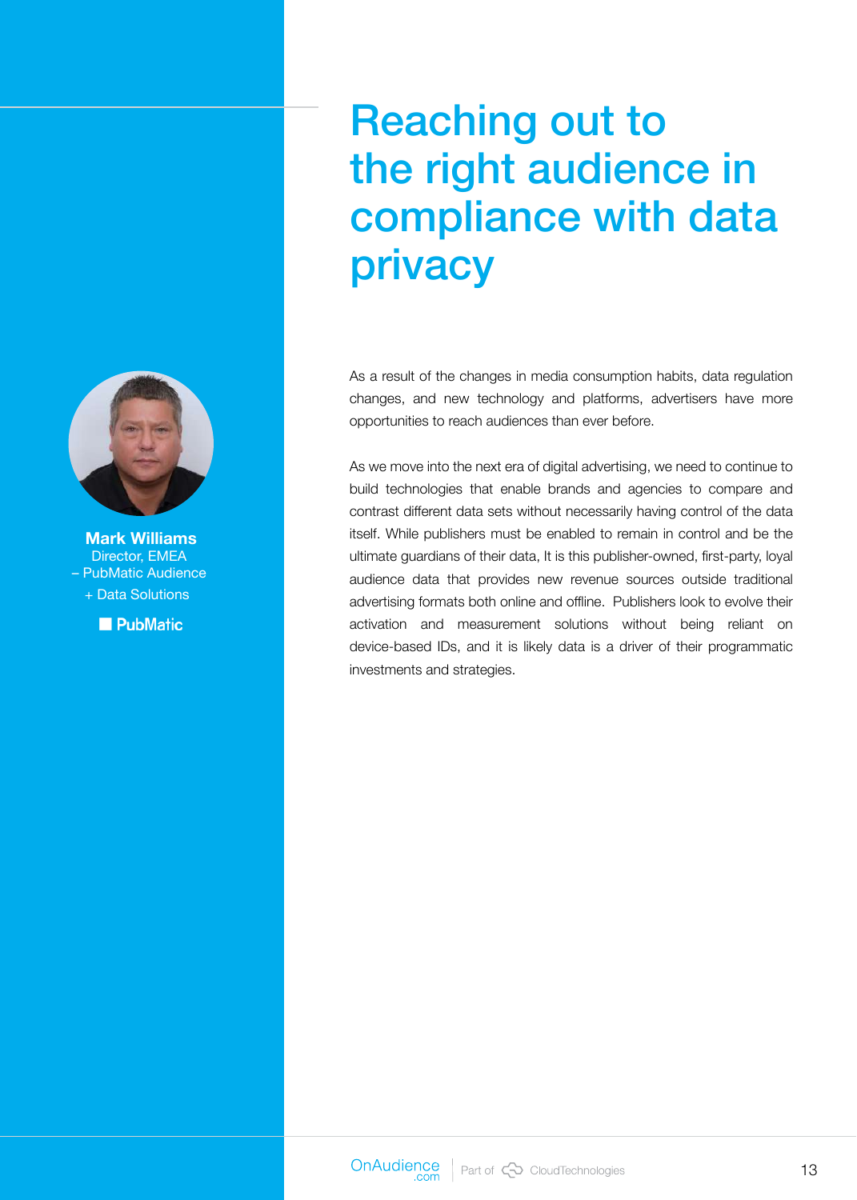# Reaching out to the right audience in compliance with data privacy

**Mark Williams**
Director, EMEA
– PubMatic Audience
+ Data Solutions

PubMatic

As a result of the changes in media consumption habits, data regulation changes, and new technology and platforms, advertisers have more opportunities to reach audiences than ever before.

As we move into the next era of digital advertising, we need to continue to build technologies that enable brands and agencies to compare and contrast different data sets without necessarily having control of the data itself. While publishers must be enabled to remain in control and be the ultimate guardians of their data, It is this publisher-owned, first-party, loyal audience data that provides new revenue sources outside traditional advertising formats both online and offline. Publishers look to evolve their activation and measurement solutions without being reliant on device-based IDs, and it is likely data is a driver of their programmatic investments and strategies.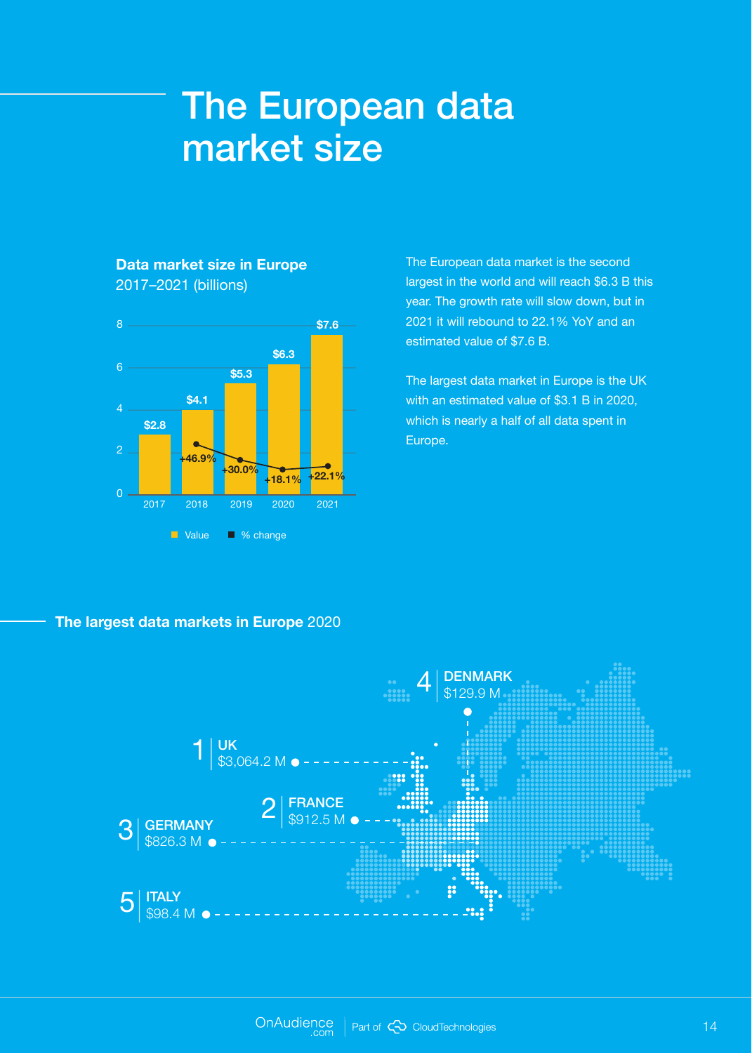# The European data market size

**Data market size in Europe**
2017–2021 (billions)

| Year | Value | % change |
|---|---|---|
| 2017 | $2.8 | |
| 2018 | $4.1 | +46.9% |
| 2019 | $5.3 | +30.0% |
| 2020 | $6.3 | +18.1% |
| 2021 | $7.6 | +22.1% |

The European data market is the second largest in the world and will reach $6.3 B this year. The growth rate will slow down, but in 2021 it will rebound to 22.1% YoY and an estimated value of $7.6 B.

The largest data market in Europe is the UK with an estimated value of $3.1 B in 2020, which is nearly a half of all data spent in Europe.

## The largest data markets in Europe 2020

| Rank | Country | Value |
|---|---|---|
| 1 | UK | $3,064.2 M |
| 2 | FRANCE | $912.5 M |
| 3 | GERMANY | $826.3 M |
| 4 | DENMARK | $129.9 M |
| 5 | ITALY | $98.4 M |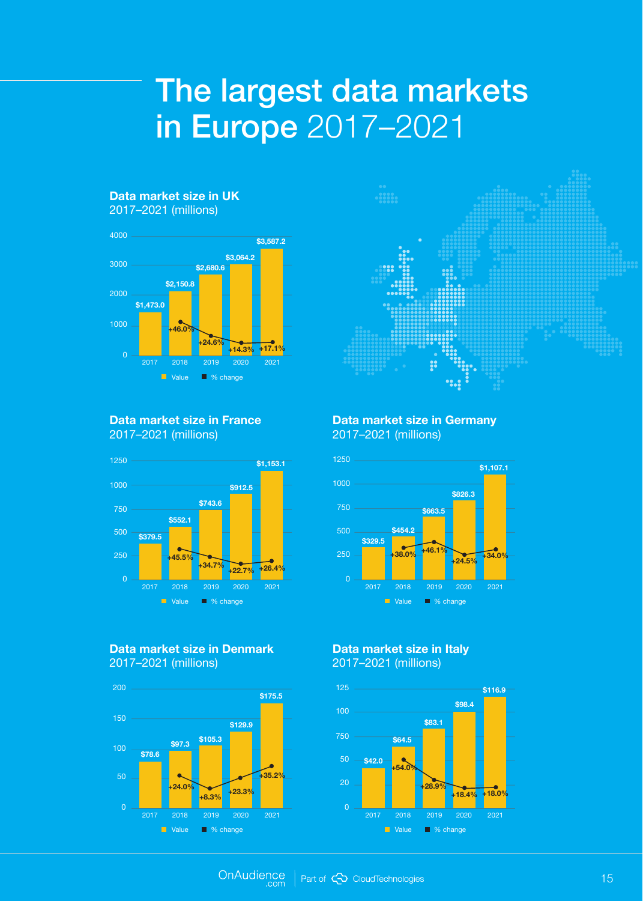# The largest data markets in Europe 2017–2021

## Data market size in UK
2017–2021 (millions)

| Year | Value | % change |
|---|---|---|
| 2017 | $1,473.0 | |
| 2018 | $2,150.8 | +46.0% |
| 2019 | $2,680.6 | +24.6% |
| 2020 | $3,064.2 | +14.3% |
| 2021 | $3,587.2 | +17.1% |

## Data market size in France
2017–2021 (millions)

| Year | Value | % change |
|---|---|---|
| 2017 | $379.5 | |
| 2018 | $552.1 | +45.5% |
| 2019 | $743.6 | +34.7% |
| 2020 | $912.5 | +22.7% |
| 2021 | $1,153.1 | +26.4% |

## Data market size in Germany
2017–2021 (millions)

| Year | Value | % change |
|---|---|---|
| 2017 | $329.5 | |
| 2018 | $454.2 | +38.0% |
| 2019 | $663.5 | +46.1% |
| 2020 | $826.3 | +24.5% |
| 2021 | $1,107.1 | +34.0% |

## Data market size in Denmark
2017–2021 (millions)

| Year | Value | % change |
|---|---|---|
| 2017 | $78.6 | |
| 2018 | $97.3 | +24.0% |
| 2019 | $105.3 | +8.3% |
| 2020 | $129.9 | +23.3% |
| 2021 | $175.5 | +35.2% |

## Data market size in Italy
2017–2021 (millions)

| Year | Value | % change |
|---|---|---|
| 2017 | $42.0 | |
| 2018 | $64.5 | +54.0% |
| 2019 | $83.1 | +28.9% |
| 2020 | $98.4 | +18.4% |
| 2021 | $116.9 | +18.0% |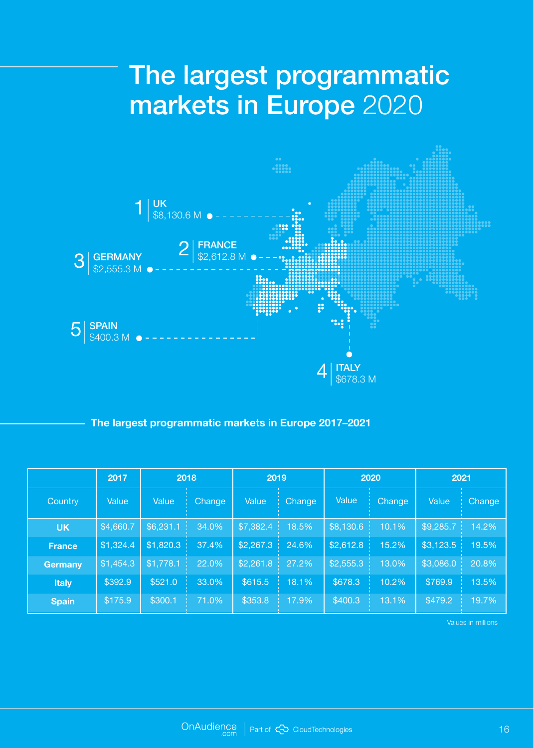# The largest programmatic markets in Europe 2020

1 | UK $8,130.6 M

2 | FRANCE $2,612.8 M

3 | GERMANY $2,555.3 M

4 | ITALY $678.3 M

5 | SPAIN $400.3 M

## The largest programmatic markets in Europe 2017–2021

| | 2017 | 2018 | | 2019 | | 2020 | | 2021 | |
|---|---|---|---|---|---|---|---|---|---|
| Country | Value | Value | Change | Value | Change | Value | Change | Value | Change |
| **UK** | $4,660.7 | $6,231.1 | 34.0% | $7,382.4 | 18.5% | $8,130.6 | 10.1% | $9,285.7 | 14.2% |
| **France** | $1,324.4 | $1,820.3 | 37.4% | $2,267.3 | 24.6% | $2,612.8 | 15.2% | $3,123.5 | 19.5% |
| **Germany** | $1,454.3 | $1,778.1 | 22.0% | $2,261.8 | 27.2% | $2,555.3 | 13.0% | $3,086.0 | 20.8% |
| **Italy** | $392.9 | $521.0 | 33.0% | $615.5 | 18.1% | $678.3 | 10.2% | $769.9 | 13.5% |
| **Spain** | $175.9 | $300.1 | 71.0% | $353.8 | 17.9% | $400.3 | 13.1% | $479.2 | 19.7% |

Values in millions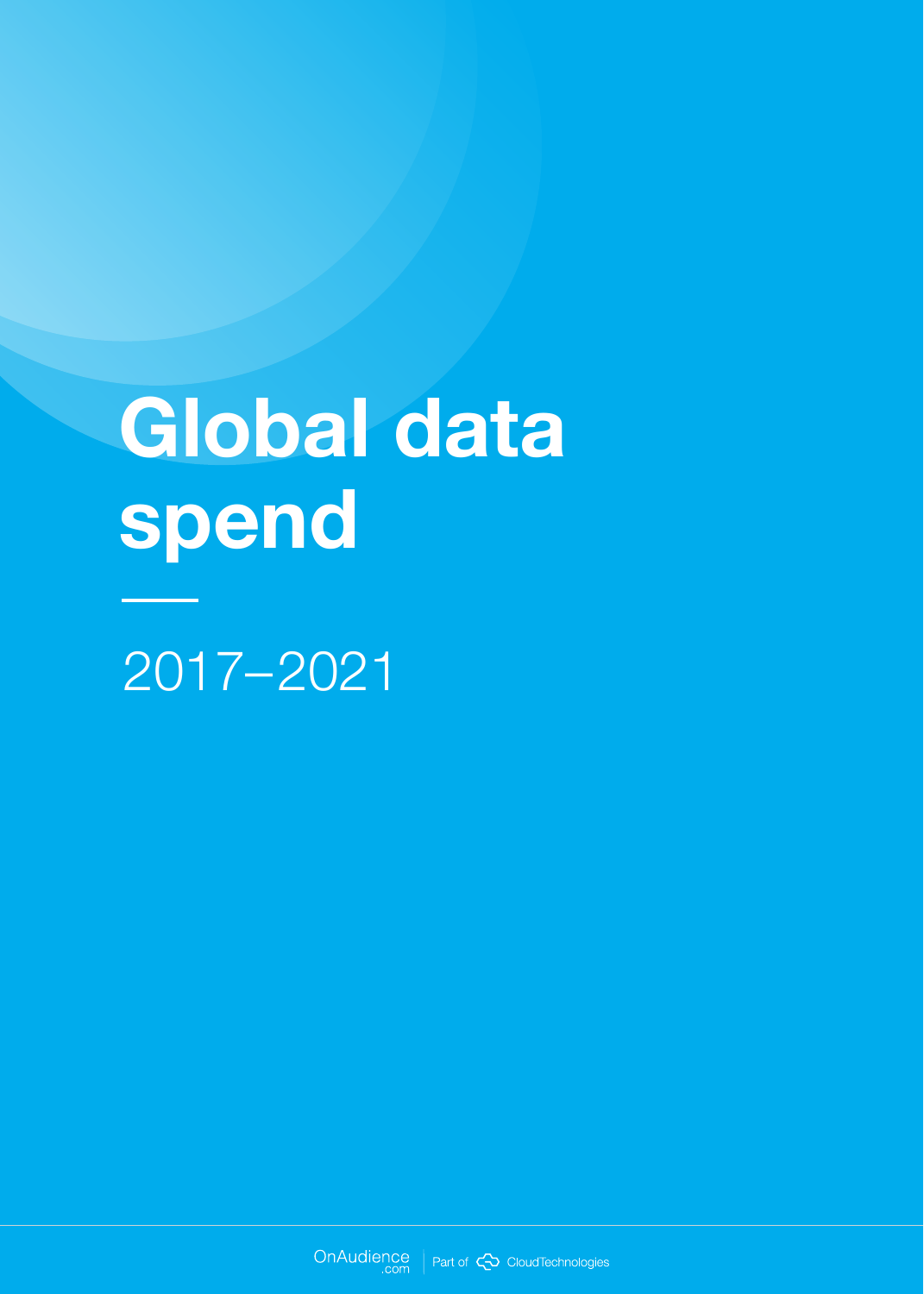# Global data spend

2017–2021

OnAudience.com | Part of CloudTechnologies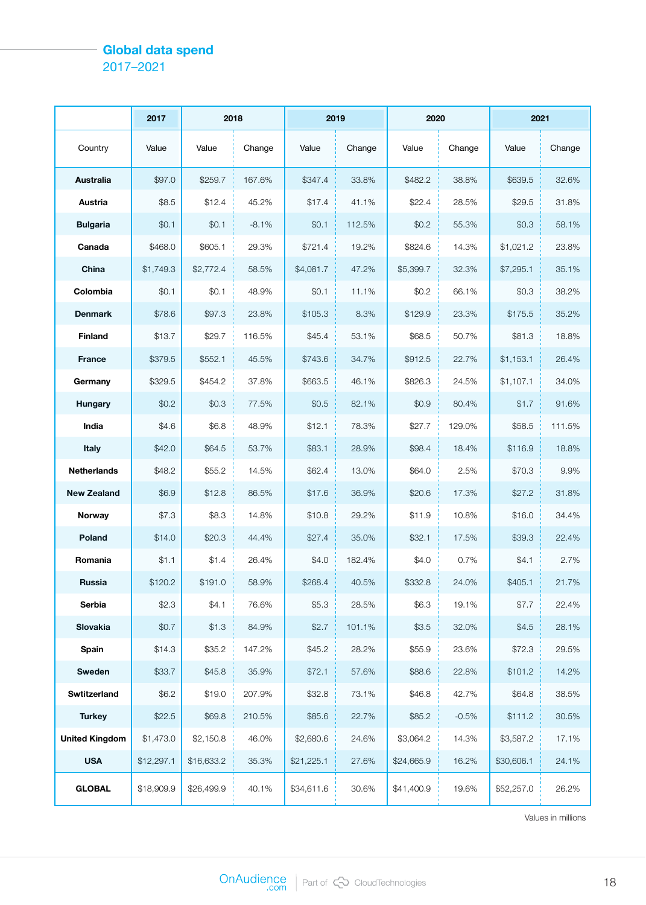# Global data spend

## 2017–2021

| | 2017 | 2018 | | 2019 | | 2020 | | 2021 | |
|---|---|---|---|---|---|---|---|---|---|
| Country | Value | Value | Change | Value | Change | Value | Change | Value | Change |
| **Australia** | $97.0 | $259.7 | 167.6% | $347.4 | 33.8% | $482.2 | 38.8% | $639.5 | 32.6% |
| **Austria** | $8.5 | $12.4 | 45.2% | $17.4 | 41.1% | $22.4 | 28.5% | $29.5 | 31.8% |
| **Bulgaria** | $0.1 | $0.1 | -8.1% | $0.1 | 112.5% | $0.2 | 55.3% | $0.3 | 58.1% |
| **Canada** | $468.0 | $605.1 | 29.3% | $721.4 | 19.2% | $824.6 | 14.3% | $1,021.2 | 23.8% |
| **China** | $1,749.3 | $2,772.4 | 58.5% | $4,081.7 | 47.2% | $5,399.7 | 32.3% | $7,295.1 | 35.1% |
| **Colombia** | $0.1 | $0.1 | 48.9% | $0.1 | 11.1% | $0.2 | 66.1% | $0.3 | 38.2% |
| **Denmark** | $78.6 | $97.3 | 23.8% | $105.3 | 8.3% | $129.9 | 23.3% | $175.5 | 35.2% |
| **Finland** | $13.7 | $29.7 | 116.5% | $45.4 | 53.1% | $68.5 | 50.7% | $81.3 | 18.8% |
| **France** | $379.5 | $552.1 | 45.5% | $743.6 | 34.7% | $912.5 | 22.7% | $1,153.1 | 26.4% |
| **Germany** | $329.5 | $454.2 | 37.8% | $663.5 | 46.1% | $826.3 | 24.5% | $1,107.1 | 34.0% |
| **Hungary** | $0.2 | $0.3 | 77.5% | $0.5 | 82.1% | $0.9 | 80.4% | $1.7 | 91.6% |
| **India** | $4.6 | $6.8 | 48.9% | $12.1 | 78.3% | $27.7 | 129.0% | $58.5 | 111.5% |
| **Italy** | $42.0 | $64.5 | 53.7% | $83.1 | 28.9% | $98.4 | 18.4% | $116.9 | 18.8% |
| **Netherlands** | $48.2 | $55.2 | 14.5% | $62.4 | 13.0% | $64.0 | 2.5% | $70.3 | 9.9% |
| **New Zealand** | $6.9 | $12.8 | 86.5% | $17.6 | 36.9% | $20.6 | 17.3% | $27.2 | 31.8% |
| **Norway** | $7.3 | $8.3 | 14.8% | $10.8 | 29.2% | $11.9 | 10.8% | $16.0 | 34.4% |
| **Poland** | $14.0 | $20.3 | 44.4% | $27.4 | 35.0% | $32.1 | 17.5% | $39.3 | 22.4% |
| **Romania** | $1.1 | $1.4 | 26.4% | $4.0 | 182.4% | $4.0 | 0.7% | $4.1 | 2.7% |
| **Russia** | $120.2 | $191.0 | 58.9% | $268.4 | 40.5% | $332.8 | 24.0% | $405.1 | 21.7% |
| **Serbia** | $2.3 | $4.1 | 76.6% | $5.3 | 28.5% | $6.3 | 19.1% | $7.7 | 22.4% |
| **Slovakia** | $0.7 | $1.3 | 84.9% | $2.7 | 101.1% | $3.5 | 32.0% | $4.5 | 28.1% |
| **Spain** | $14.3 | $35.2 | 147.2% | $45.2 | 28.2% | $55.9 | 23.6% | $72.3 | 29.5% |
| **Sweden** | $33.7 | $45.8 | 35.9% | $72.1 | 57.6% | $88.6 | 22.8% | $101.2 | 14.2% |
| **Swtitzerland** | $6.2 | $19.0 | 207.9% | $32.8 | 73.1% | $46.8 | 42.7% | $64.8 | 38.5% |
| **Turkey** | $22.5 | $69.8 | 210.5% | $85.6 | 22.7% | $85.2 | -0.5% | $111.2 | 30.5% |
| **United Kingdom** | $1,473.0 | $2,150.8 | 46.0% | $2,680.6 | 24.6% | $3,064.2 | 14.3% | $3,587.2 | 17.1% |
| **USA** | $12,297.1 | $16,633.2 | 35.3% | $21,225.1 | 27.6% | $24,665.9 | 16.2% | $30,606.1 | 24.1% |
| **GLOBAL** | $18,909.9 | $26,499.9 | 40.1% | $34,611.6 | 30.6% | $41,400.9 | 19.6% | $52,257.0 | 26.2% |

Values in millions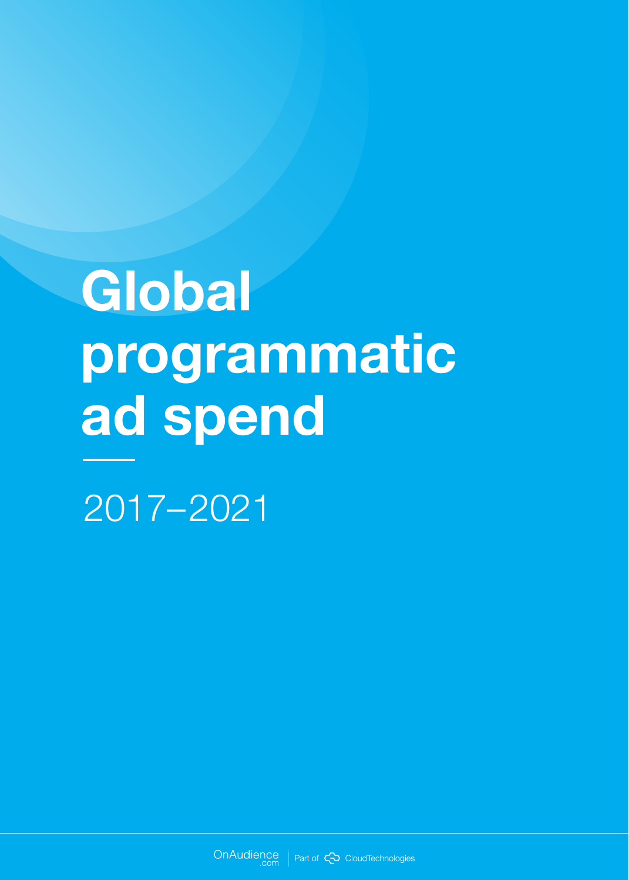# Global programmatic ad spend

2017–2021

OnAudience.com | Part of CloudTechnologies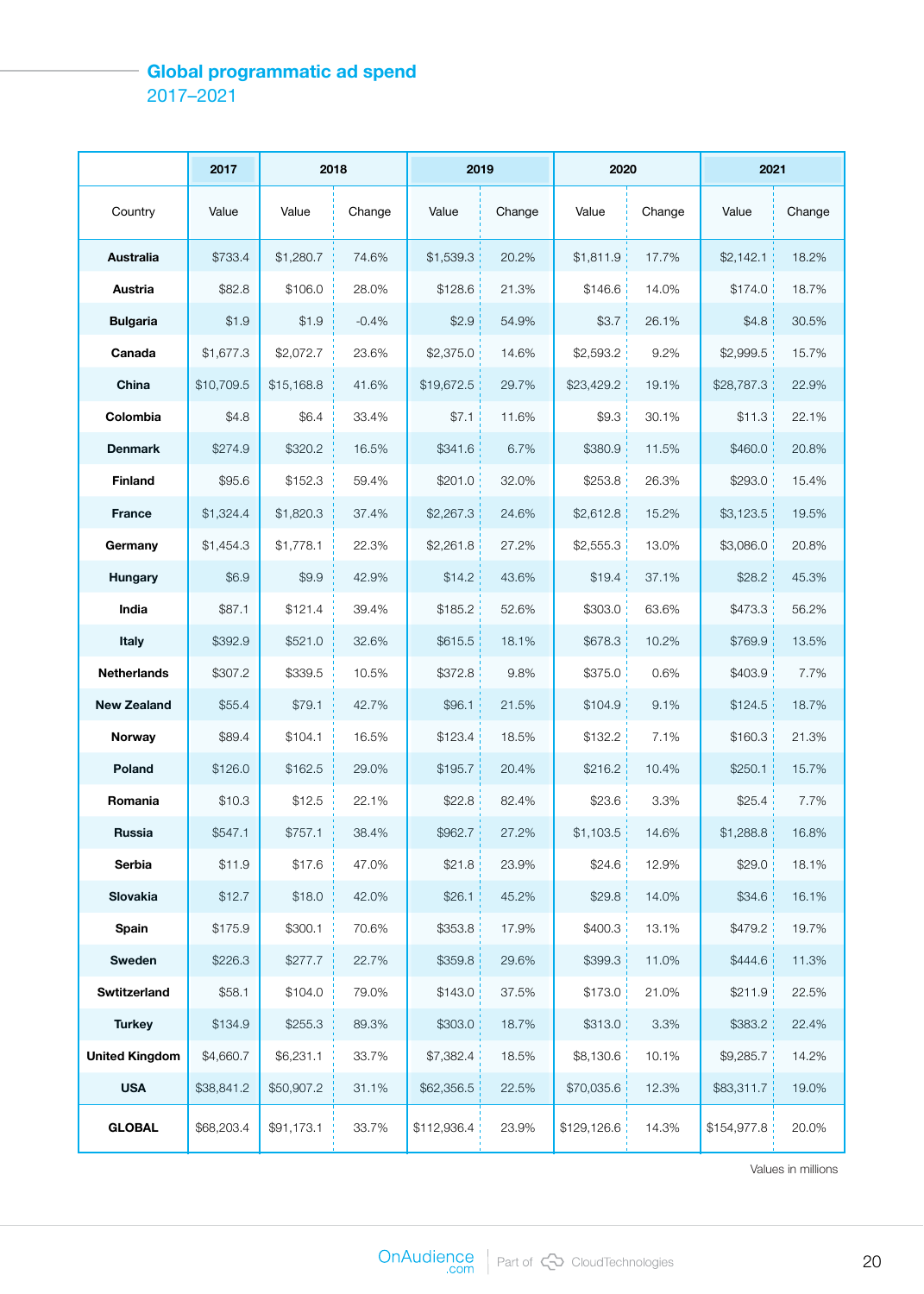## Global programmatic ad spend

2017–2021

| | 2017 | 2018 | | 2019 | | 2020 | | 2021 | |
|---|---|---|---|---|---|---|---|---|---|
| Country | Value | Value | Change | Value | Change | Value | Change | Value | Change |
| **Australia** | $733.4 | $1,280.7 | 74.6% | $1,539.3 | 20.2% | $1,811.9 | 17.7% | $2,142.1 | 18.2% |
| **Austria** | $82.8 | $106.0 | 28.0% | $128.6 | 21.3% | $146.6 | 14.0% | $174.0 | 18.7% |
| **Bulgaria** | $1.9 | $1.9 | -0.4% | $2.9 | 54.9% | $3.7 | 26.1% | $4.8 | 30.5% |
| **Canada** | $1,677.3 | $2,072.7 | 23.6% | $2,375.0 | 14.6% | $2,593.2 | 9.2% | $2,999.5 | 15.7% |
| **China** | $10,709.5 | $15,168.8 | 41.6% | $19,672.5 | 29.7% | $23,429.2 | 19.1% | $28,787.3 | 22.9% |
| **Colombia** | $4.8 | $6.4 | 33.4% | $7.1 | 11.6% | $9.3 | 30.1% | $11.3 | 22.1% |
| **Denmark** | $274.9 | $320.2 | 16.5% | $341.6 | 6.7% | $380.9 | 11.5% | $460.0 | 20.8% |
| **Finland** | $95.6 | $152.3 | 59.4% | $201.0 | 32.0% | $253.8 | 26.3% | $293.0 | 15.4% |
| **France** | $1,324.4 | $1,820.3 | 37.4% | $2,267.3 | 24.6% | $2,612.8 | 15.2% | $3,123.5 | 19.5% |
| **Germany** | $1,454.3 | $1,778.1 | 22.3% | $2,261.8 | 27.2% | $2,555.3 | 13.0% | $3,086.0 | 20.8% |
| **Hungary** | $6.9 | $9.9 | 42.9% | $14.2 | 43.6% | $19.4 | 37.1% | $28.2 | 45.3% |
| **India** | $87.1 | $121.4 | 39.4% | $185.2 | 52.6% | $303.0 | 63.6% | $473.3 | 56.2% |
| **Italy** | $392.9 | $521.0 | 32.6% | $615.5 | 18.1% | $678.3 | 10.2% | $769.9 | 13.5% |
| **Netherlands** | $307.2 | $339.5 | 10.5% | $372.8 | 9.8% | $375.0 | 0.6% | $403.9 | 7.7% |
| **New Zealand** | $55.4 | $79.1 | 42.7% | $96.1 | 21.5% | $104.9 | 9.1% | $124.5 | 18.7% |
| **Norway** | $89.4 | $104.1 | 16.5% | $123.4 | 18.5% | $132.2 | 7.1% | $160.3 | 21.3% |
| **Poland** | $126.0 | $162.5 | 29.0% | $195.7 | 20.4% | $216.2 | 10.4% | $250.1 | 15.7% |
| **Romania** | $10.3 | $12.5 | 22.1% | $22.8 | 82.4% | $23.6 | 3.3% | $25.4 | 7.7% |
| **Russia** | $547.1 | $757.1 | 38.4% | $962.7 | 27.2% | $1,103.5 | 14.6% | $1,288.8 | 16.8% |
| **Serbia** | $11.9 | $17.6 | 47.0% | $21.8 | 23.9% | $24.6 | 12.9% | $29.0 | 18.1% |
| **Slovakia** | $12.7 | $18.0 | 42.0% | $26.1 | 45.2% | $29.8 | 14.0% | $34.6 | 16.1% |
| **Spain** | $175.9 | $300.1 | 70.6% | $353.8 | 17.9% | $400.3 | 13.1% | $479.2 | 19.7% |
| **Sweden** | $226.3 | $277.7 | 22.7% | $359.8 | 29.6% | $399.3 | 11.0% | $444.6 | 11.3% |
| **Swtitzerland** | $58.1 | $104.0 | 79.0% | $143.0 | 37.5% | $173.0 | 21.0% | $211.9 | 22.5% |
| **Turkey** | $134.9 | $255.3 | 89.3% | $303.0 | 18.7% | $313.0 | 3.3% | $383.2 | 22.4% |
| **United Kingdom** | $4,660.7 | $6,231.1 | 33.7% | $7,382.4 | 18.5% | $8,130.6 | 10.1% | $9,285.7 | 14.2% |
| **USA** | $38,841.2 | $50,907.2 | 31.1% | $62,356.5 | 22.5% | $70,035.6 | 12.3% | $83,311.7 | 19.0% |
| **GLOBAL** | $68,203.4 | $91,173.1 | 33.7% | $112,936.4 | 23.9% | $129,126.6 | 14.3% | $154,977.8 | 20.0% |

Values in millions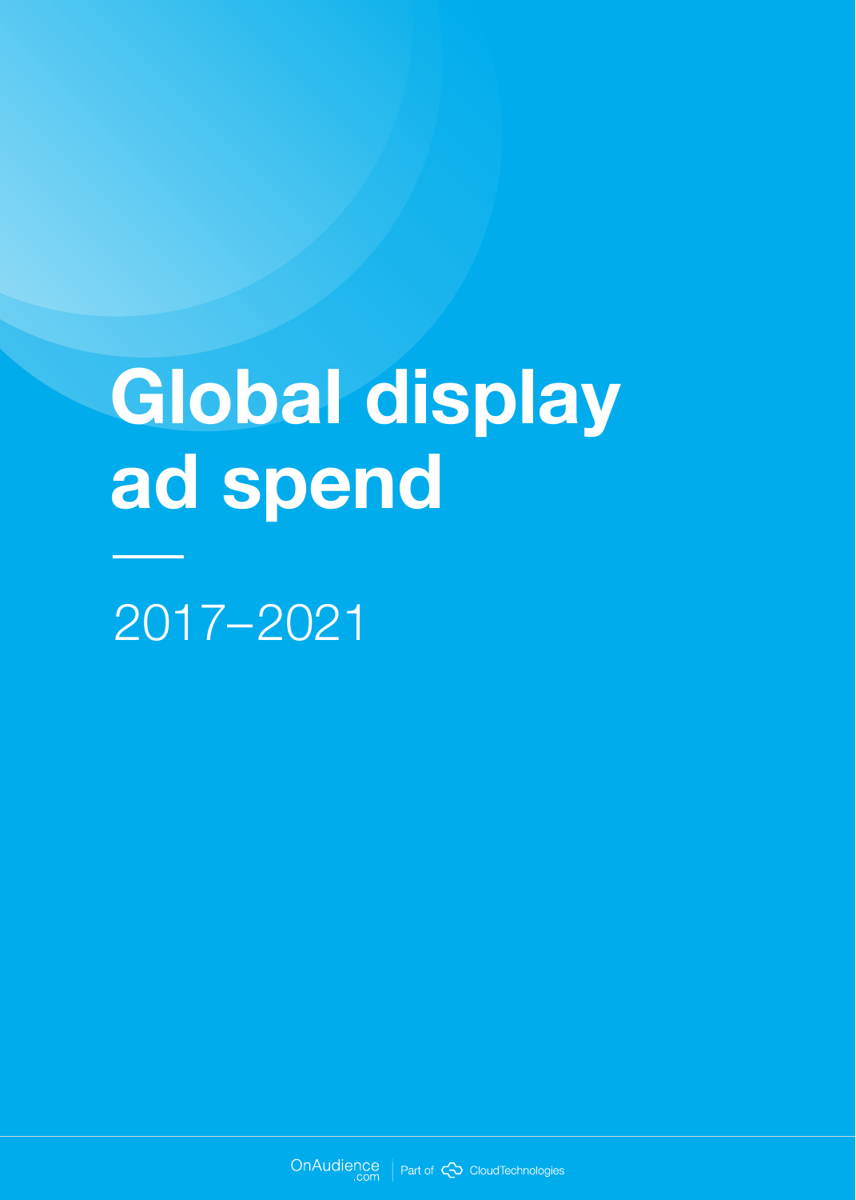# Global display ad spend

2017–2021

OnAudience.com | Part of CloudTechnologies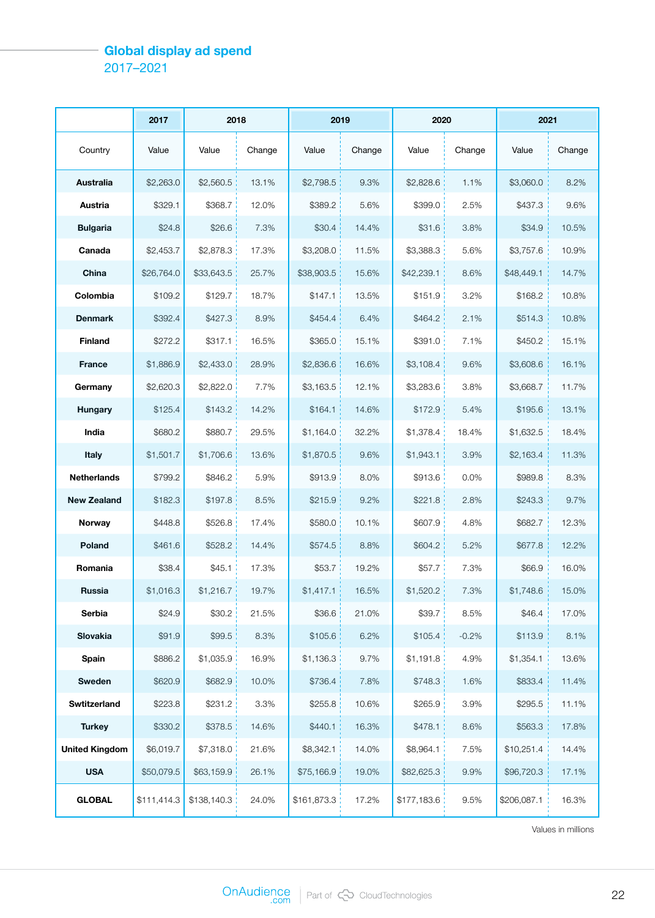## Global display ad spend
2017–2021

| | 2017 | 2018 | | 2019 | | 2020 | | 2021 | |
|---|---|---|---|---|---|---|---|---|---|
| Country | Value | Value | Change | Value | Change | Value | Change | Value | Change |
| **Australia** | $2,263.0 | $2,560.5 | 13.1% | $2,798.5 | 9.3% | $2,828.6 | 1.1% | $3,060.0 | 8.2% |
| **Austria** | $329.1 | $368.7 | 12.0% | $389.2 | 5.6% | $399.0 | 2.5% | $437.3 | 9.6% |
| **Bulgaria** | $24.8 | $26.6 | 7.3% | $30.4 | 14.4% | $31.6 | 3.8% | $34.9 | 10.5% |
| **Canada** | $2,453.7 | $2,878.3 | 17.3% | $3,208.0 | 11.5% | $3,388.3 | 5.6% | $3,757.6 | 10.9% |
| **China** | $26,764.0 | $33,643.5 | 25.7% | $38,903.5 | 15.6% | $42,239.1 | 8.6% | $48,449.1 | 14.7% |
| **Colombia** | $109.2 | $129.7 | 18.7% | $147.1 | 13.5% | $151.9 | 3.2% | $168.2 | 10.8% |
| **Denmark** | $392.4 | $427.3 | 8.9% | $454.4 | 6.4% | $464.2 | 2.1% | $514.3 | 10.8% |
| **Finland** | $272.2 | $317.1 | 16.5% | $365.0 | 15.1% | $391.0 | 7.1% | $450.2 | 15.1% |
| **France** | $1,886.9 | $2,433.0 | 28.9% | $2,836.6 | 16.6% | $3,108.4 | 9.6% | $3,608.6 | 16.1% |
| **Germany** | $2,620.3 | $2,822.0 | 7.7% | $3,163.5 | 12.1% | $3,283.6 | 3.8% | $3,668.7 | 11.7% |
| **Hungary** | $125.4 | $143.2 | 14.2% | $164.1 | 14.6% | $172.9 | 5.4% | $195.6 | 13.1% |
| **India** | $680.2 | $880.7 | 29.5% | $1,164.0 | 32.2% | $1,378.4 | 18.4% | $1,632.5 | 18.4% |
| **Italy** | $1,501.7 | $1,706.6 | 13.6% | $1,870.5 | 9.6% | $1,943.1 | 3.9% | $2,163.4 | 11.3% |
| **Netherlands** | $799.2 | $846.2 | 5.9% | $913.9 | 8.0% | $913.6 | 0.0% | $989.8 | 8.3% |
| **New Zealand** | $182.3 | $197.8 | 8.5% | $215.9 | 9.2% | $221.8 | 2.8% | $243.3 | 9.7% |
| **Norway** | $448.8 | $526.8 | 17.4% | $580.0 | 10.1% | $607.9 | 4.8% | $682.7 | 12.3% |
| **Poland** | $461.6 | $528.2 | 14.4% | $574.5 | 8.8% | $604.2 | 5.2% | $677.8 | 12.2% |
| **Romania** | $38.4 | $45.1 | 17.3% | $53.7 | 19.2% | $57.7 | 7.3% | $66.9 | 16.0% |
| **Russia** | $1,016.3 | $1,216.7 | 19.7% | $1,417.1 | 16.5% | $1,520.2 | 7.3% | $1,748.6 | 15.0% |
| **Serbia** | $24.9 | $30.2 | 21.5% | $36.6 | 21.0% | $39.7 | 8.5% | $46.4 | 17.0% |
| **Slovakia** | $91.9 | $99.5 | 8.3% | $105.6 | 6.2% | $105.4 | -0.2% | $113.9 | 8.1% |
| **Spain** | $886.2 | $1,035.9 | 16.9% | $1,136.3 | 9.7% | $1,191.8 | 4.9% | $1,354.1 | 13.6% |
| **Sweden** | $620.9 | $682.9 | 10.0% | $736.4 | 7.8% | $748.3 | 1.6% | $833.4 | 11.4% |
| **Swtitzerland** | $223.8 | $231.2 | 3.3% | $255.8 | 10.6% | $265.9 | 3.9% | $295.5 | 11.1% |
| **Turkey** | $330.2 | $378.5 | 14.6% | $440.1 | 16.3% | $478.1 | 8.6% | $563.3 | 17.8% |
| **United Kingdom** | $6,019.7 | $7,318.0 | 21.6% | $8,342.1 | 14.0% | $8,964.1 | 7.5% | $10,251.4 | 14.4% |
| **USA** | $50,079.5 | $63,159.9 | 26.1% | $75,166.9 | 19.0% | $82,625.3 | 9.9% | $96,720.3 | 17.1% |
| **GLOBAL** | $111,414.3 | $138,140.3 | 24.0% | $161,873.3 | 17.2% | $177,183.6 | 9.5% | $206,087.1 | 16.3% |

Values in millions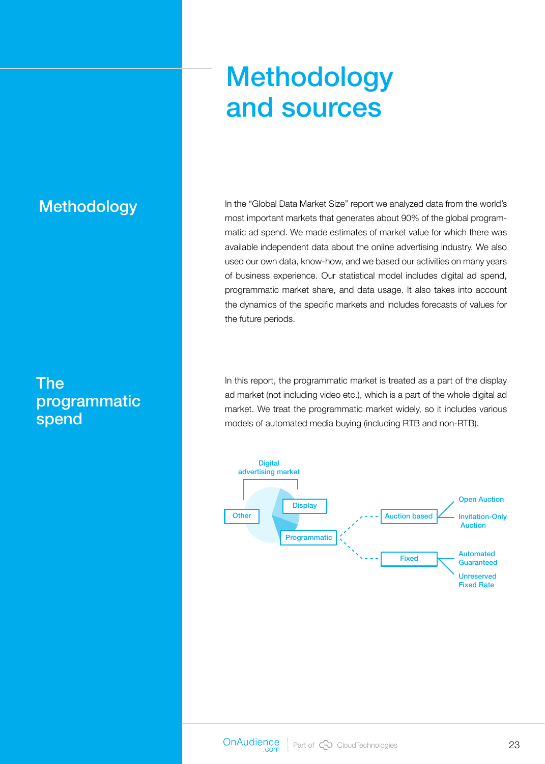# Methodology and sources

## Methodology

In the "Global Data Market Size" report we analyzed data from the world's most important markets that generates about 90% of the global programmatic ad spend. We made estimates of market value for which there was available independent data about the online advertising industry. We also used our own data, know-how, and we based our activities on many years of business experience. Our statistical model includes digital ad spend, programmatic market share, and data usage. It also takes into account the dynamics of the specific markets and includes forecasts of values for the future periods.

## The programmatic spend

In this report, the programmatic market is treated as a part of the display ad market (not including video etc.), which is a part of the whole digital ad market. We treat the programmatic market widely, so it includes various models of automated media buying (including RTB and non-RTB).

Digital advertising market

Other

Display

Programmatic

Auction based

Open Auction

Invitation-Only Auction

Fixed

Automated Guaranteed

Unreserved Fixed Rate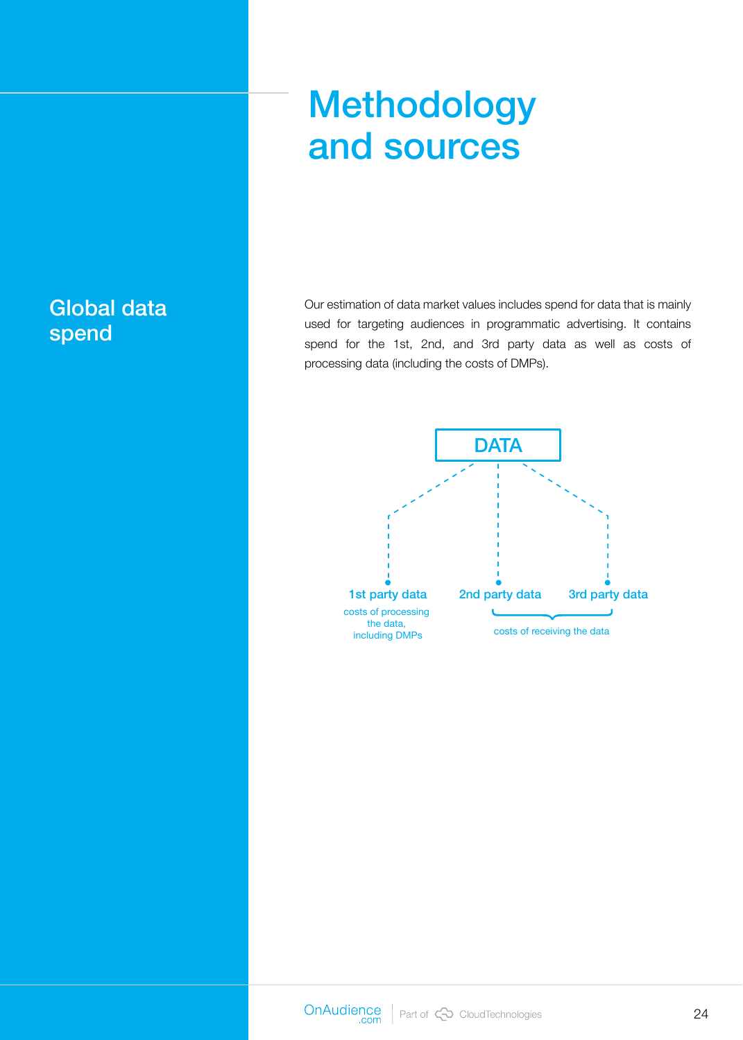# Methodology and sources

## Global data spend

Our estimation of data market values includes spend for data that is mainly used for targeting audiences in programmatic advertising. It contains spend for the 1st, 2nd, and 3rd party data as well as costs of processing data (including the costs of DMPs).

DATA

- **1st party data** — costs of processing the data, including DMPs
- **2nd party data** — costs of receiving the data
- **3rd party data** — costs of receiving the data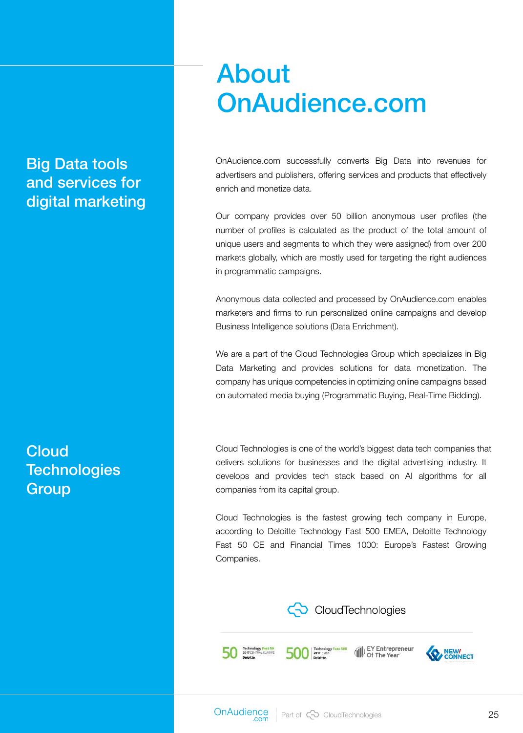# About OnAudience.com

## Big Data tools and services for digital marketing

OnAudience.com successfully converts Big Data into revenues for advertisers and publishers, offering services and products that effectively enrich and monetize data.

Our company provides over 50 billion anonymous user profiles (the number of profiles is calculated as the product of the total amount of unique users and segments to which they were assigned) from over 200 markets globally, which are mostly used for targeting the right audiences in programmatic campaigns.

Anonymous data collected and processed by OnAudience.com enables marketers and firms to run personalized online campaigns and develop Business Intelligence solutions (Data Enrichment).

We are a part of the Cloud Technologies Group which specializes in Big Data Marketing and provides solutions for data monetization. The company has unique competencies in optimizing online campaigns based on automated media buying (Programmatic Buying, Real-Time Bidding).

## Cloud Technologies Group

Cloud Technologies is one of the world's biggest data tech companies that delivers solutions for businesses and the digital advertising industry. It develops and provides tech stack based on AI algorithms for all companies from its capital group.

Cloud Technologies is the fastest growing tech company in Europe, according to Deloitte Technology Fast 500 EMEA, Deloitte Technology Fast 50 CE and Financial Times 1000: Europe's Fastest Growing Companies.

CloudTechnologies

50 Technology Fast 50 2017 CENTRAL EUROPE Deloitte. | 500 Technology Fast 500 2017 EMEA Deloitte. | EY Entrepreneur Of The Year | NEW/CONNECT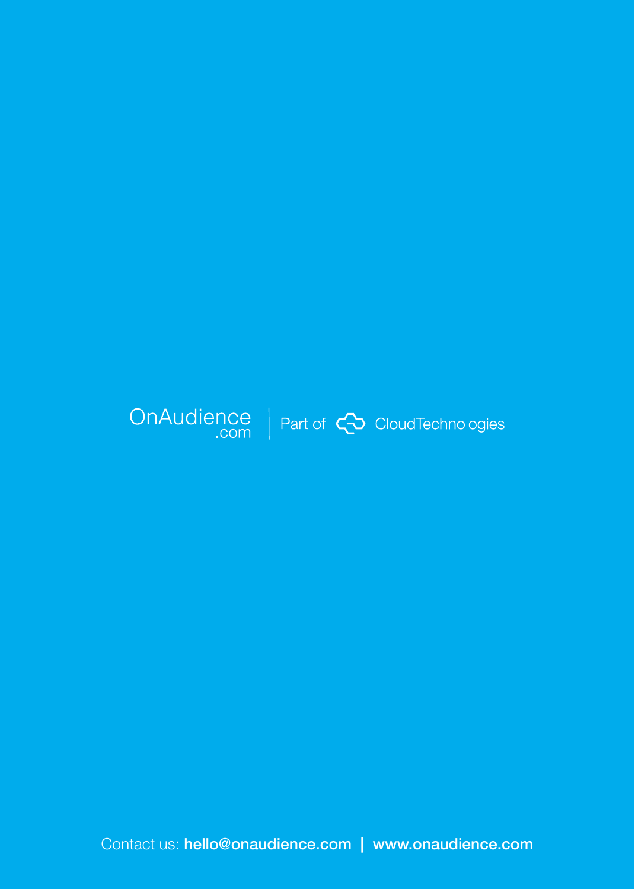OnAudience.com | Part of CloudTechnologies

Contact us: **hello@onaudience.com** | **www.onaudience.com**